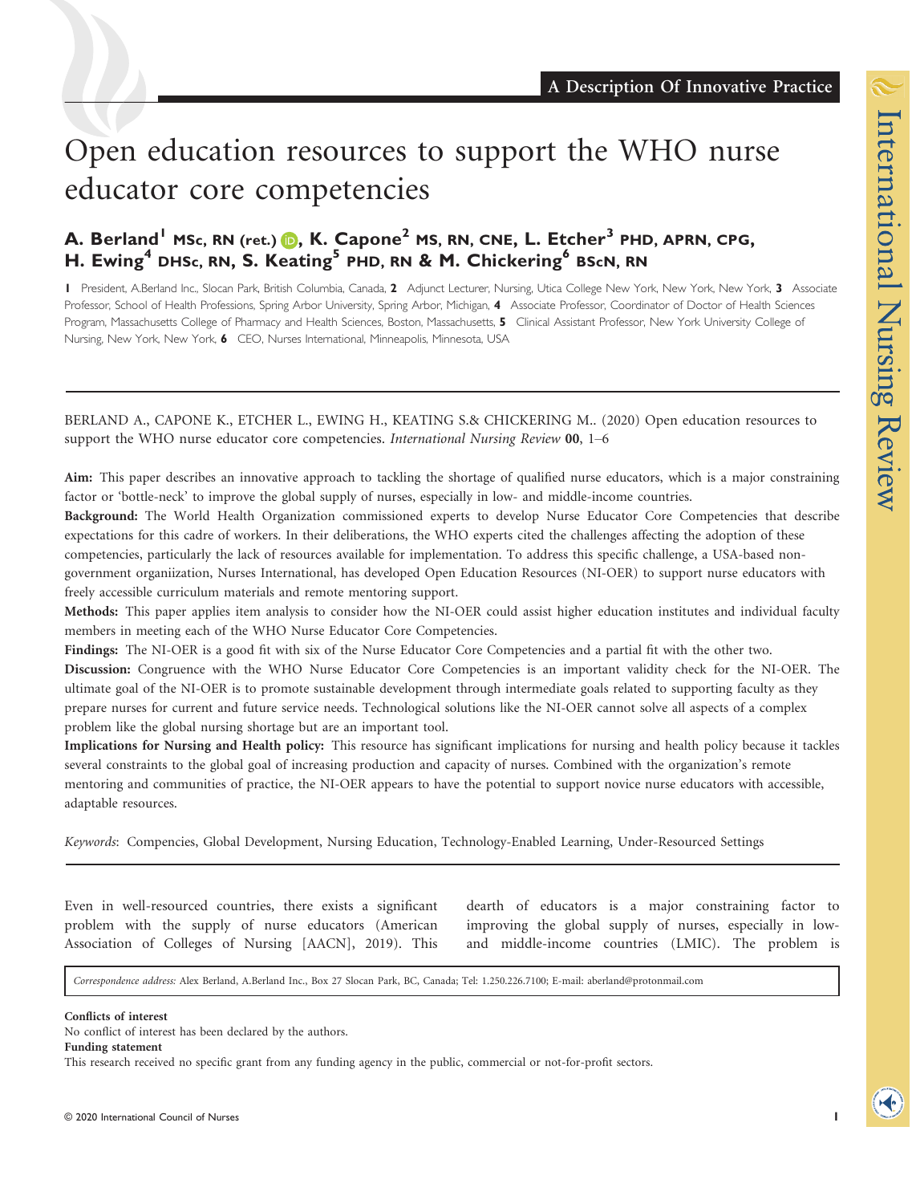A Description Of Innovative Practice

# Open education resources to support the WHO nurse educator core competencies

**A. Berland[1] MSc, RN (ret.), K. Capone[2] MS, RN, CNE, L. Etcher[3] PHD, APRN, CPG, H. Ewing[4] DHSc, RN, S. Keating[5] PHD, RN & M. Chickering[6] BScN, RN**

**1** President, A.Berland Inc., Slocan Park, British Columbia, Canada, **2** Adjunct Lecturer, Nursing, Utica College New York, New York, New York, **3** Associate Professor, School of Health Professions, Spring Arbor University, Spring Arbor, Michigan, **4** Associate Professor, Coordinator of Doctor of Health Sciences Program, Massachusetts College of Pharmacy and Health Sciences, Boston, Massachusetts, **5** Clinical Assistant Professor, New York University College of Nursing, New York, New York, **6** CEO, Nurses International, Minneapolis, Minnesota, USA

BERLAND A., CAPONE K., ETCHER L., EWING H., KEATING S.& CHICKERING M.. (2020) Open education resources to support the WHO nurse educator core competencies. *International Nursing Review* **00**, 1–6

**Aim:** This paper describes an innovative approach to tackling the shortage of qualified nurse educators, which is a major constraining factor or 'bottle-neck' to improve the global supply of nurses, especially in low- and middle-income countries.

**Background:** The World Health Organization commissioned experts to develop Nurse Educator Core Competencies that describe expectations for this cadre of workers. In their deliberations, the WHO experts cited the challenges affecting the adoption of these competencies, particularly the lack of resources available for implementation. To address this specific challenge, a USA-based non-government organiization, Nurses International, has developed Open Education Resources (NI-OER) to support nurse educators with freely accessible curriculum materials and remote mentoring support.

**Methods:** This paper applies item analysis to consider how the NI-OER could assist higher education institutes and individual faculty members in meeting each of the WHO Nurse Educator Core Competencies.

**Findings:** The NI-OER is a good fit with six of the Nurse Educator Core Competencies and a partial fit with the other two.

**Discussion:** Congruence with the WHO Nurse Educator Core Competencies is an important validity check for the NI-OER. The ultimate goal of the NI-OER is to promote sustainable development through intermediate goals related to supporting faculty as they prepare nurses for current and future service needs. Technological solutions like the NI-OER cannot solve all aspects of a complex problem like the global nursing shortage but are an important tool.

**Implications for Nursing and Health policy:** This resource has significant implications for nursing and health policy because it tackles several constraints to the global goal of increasing production and capacity of nurses. Combined with the organization's remote mentoring and communities of practice, the NI-OER appears to have the potential to support novice nurse educators with accessible, adaptable resources.

*Keywords*: Compencies, Global Development, Nursing Education, Technology-Enabled Learning, Under-Resourced Settings

Even in well-resourced countries, there exists a significant problem with the supply of nurse educators (American Association of Colleges of Nursing [AACN], 2019). This dearth of educators is a major constraining factor to improving the global supply of nurses, especially in low- and middle-income countries (LMIC). The problem is

*Correspondence address:* Alex Berland, A.Berland Inc., Box 27 Slocan Park, BC, Canada; Tel: 1.250.226.7100; E-mail: aberland@protonmail.com

**Conflicts of interest**

No conflict of interest has been declared by the authors.

**Funding statement**

This research received no specific grant from any funding agency in the public, commercial or not-for-profit sectors.

© 2020 International Council of Nurses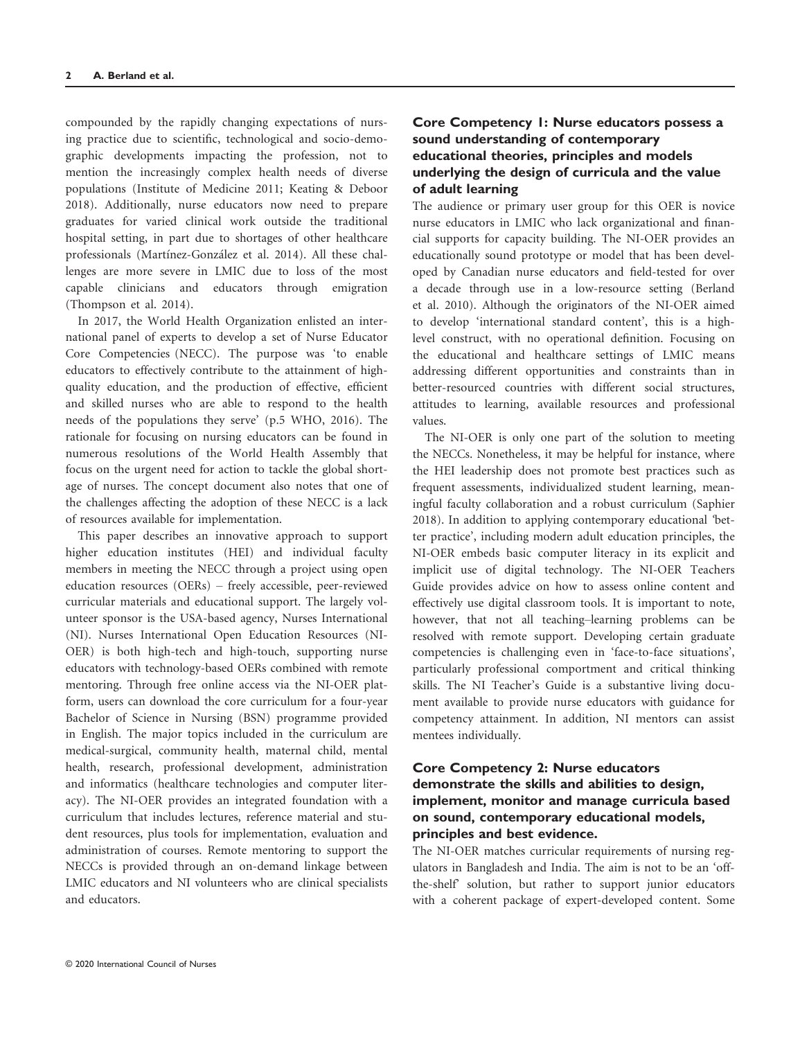compounded by the rapidly changing expectations of nursing practice due to scientific, technological and socio-demographic developments impacting the profession, not to mention the increasingly complex health needs of diverse populations (Institute of Medicine 2011; Keating & Deboor 2018). Additionally, nurse educators now need to prepare graduates for varied clinical work outside the traditional hospital setting, in part due to shortages of other healthcare professionals (Martínez-González et al. 2014). All these challenges are more severe in LMIC due to loss of the most capable clinicians and educators through emigration (Thompson et al. 2014).

In 2017, the World Health Organization enlisted an international panel of experts to develop a set of Nurse Educator Core Competencies (NECC). The purpose was 'to enable educators to effectively contribute to the attainment of high-quality education, and the production of effective, efficient and skilled nurses who are able to respond to the health needs of the populations they serve' (p.5 WHO, 2016). The rationale for focusing on nursing educators can be found in numerous resolutions of the World Health Assembly that focus on the urgent need for action to tackle the global shortage of nurses. The concept document also notes that one of the challenges affecting the adoption of these NECC is a lack of resources available for implementation.

This paper describes an innovative approach to support higher education institutes (HEI) and individual faculty members in meeting the NECC through a project using open education resources (OERs) – freely accessible, peer-reviewed curricular materials and educational support. The largely volunteer sponsor is the USA-based agency, Nurses International (NI). Nurses International Open Education Resources (NI-OER) is both high-tech and high-touch, supporting nurse educators with technology-based OERs combined with remote mentoring. Through free online access via the NI-OER platform, users can download the core curriculum for a four-year Bachelor of Science in Nursing (BSN) programme provided in English. The major topics included in the curriculum are medical-surgical, community health, maternal child, mental health, research, professional development, administration and informatics (healthcare technologies and computer literacy). The NI-OER provides an integrated foundation with a curriculum that includes lectures, reference material and student resources, plus tools for implementation, evaluation and administration of courses. Remote mentoring to support the NECCs is provided through an on-demand linkage between LMIC educators and NI volunteers who are clinical specialists and educators.

### Core Competency 1: Nurse educators possess a sound understanding of contemporary educational theories, principles and models underlying the design of curricula and the value of adult learning

The audience or primary user group for this OER is novice nurse educators in LMIC who lack organizational and financial supports for capacity building. The NI-OER provides an educationally sound prototype or model that has been developed by Canadian nurse educators and field-tested for over a decade through use in a low-resource setting (Berland et al. 2010). Although the originators of the NI-OER aimed to develop 'international standard content', this is a high-level construct, with no operational definition. Focusing on the educational and healthcare settings of LMIC means addressing different opportunities and constraints than in better-resourced countries with different social structures, attitudes to learning, available resources and professional values.

The NI-OER is only one part of the solution to meeting the NECCs. Nonetheless, it may be helpful for instance, where the HEI leadership does not promote best practices such as frequent assessments, individualized student learning, meaningful faculty collaboration and a robust curriculum (Saphier 2018). In addition to applying contemporary educational 'better practice', including modern adult education principles, the NI-OER embeds basic computer literacy in its explicit and implicit use of digital technology. The NI-OER Teachers Guide provides advice on how to assess online content and effectively use digital classroom tools. It is important to note, however, that not all teaching–learning problems can be resolved with remote support. Developing certain graduate competencies is challenging even in 'face-to-face situations', particularly professional comportment and critical thinking skills. The NI Teacher's Guide is a substantive living document available to provide nurse educators with guidance for competency attainment. In addition, NI mentors can assist mentees individually.

### Core Competency 2: Nurse educators demonstrate the skills and abilities to design, implement, monitor and manage curricula based on sound, contemporary educational models, principles and best evidence.

The NI-OER matches curricular requirements of nursing regulators in Bangladesh and India. The aim is not to be an 'off-the-shelf' solution, but rather to support junior educators with a coherent package of expert-developed content. Some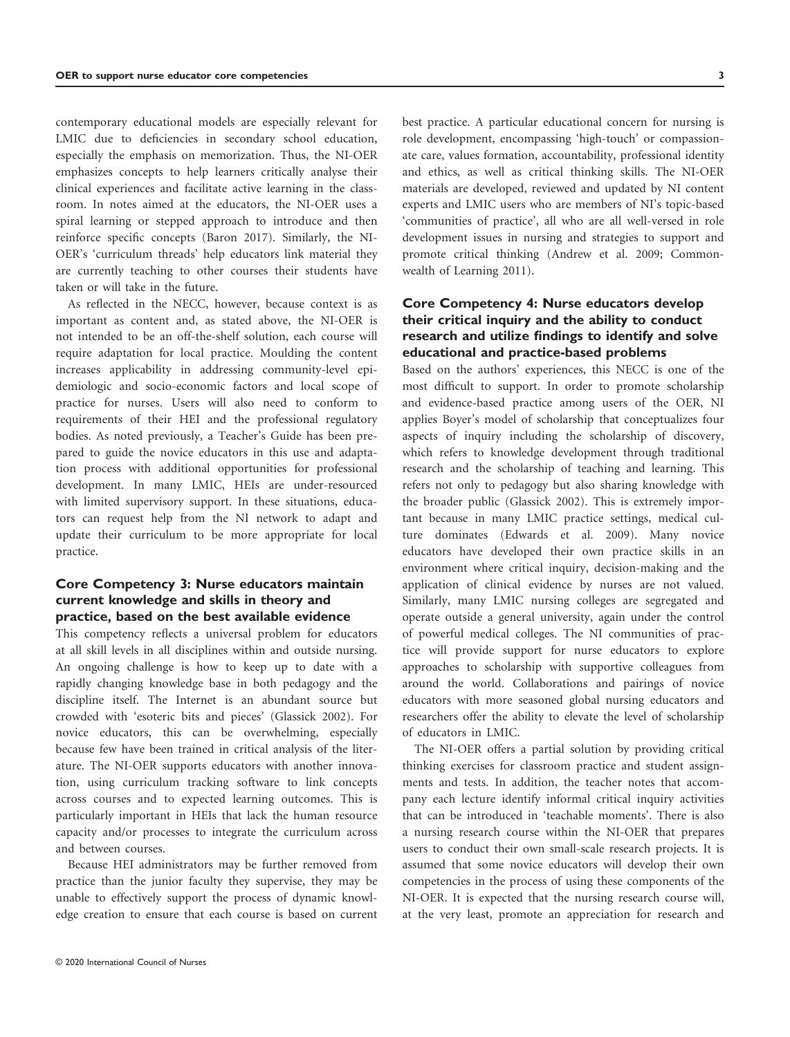contemporary educational models are especially relevant for LMIC due to deficiencies in secondary school education, especially the emphasis on memorization. Thus, the NI-OER emphasizes concepts to help learners critically analyse their clinical experiences and facilitate active learning in the classroom. In notes aimed at the educators, the NI-OER uses a spiral learning or stepped approach to introduce and then reinforce specific concepts (Baron 2017). Similarly, the NI-OER's 'curriculum threads' help educators link material they are currently teaching to other courses their students have taken or will take in the future.

As reflected in the NECC, however, because context is as important as content and, as stated above, the NI-OER is not intended to be an off-the-shelf solution, each course will require adaptation for local practice. Moulding the content increases applicability in addressing community-level epidemiologic and socio-economic factors and local scope of practice for nurses. Users will also need to conform to requirements of their HEI and the professional regulatory bodies. As noted previously, a Teacher's Guide has been prepared to guide the novice educators in this use and adaptation process with additional opportunities for professional development. In many LMIC, HEIs are under-resourced with limited supervisory support. In these situations, educators can request help from the NI network to adapt and update their curriculum to be more appropriate for local practice.

## Core Competency 3: Nurse educators maintain current knowledge and skills in theory and practice, based on the best available evidence

This competency reflects a universal problem for educators at all skill levels in all disciplines within and outside nursing. An ongoing challenge is how to keep up to date with a rapidly changing knowledge base in both pedagogy and the discipline itself. The Internet is an abundant source but crowded with 'esoteric bits and pieces' (Glassick 2002). For novice educators, this can be overwhelming, especially because few have been trained in critical analysis of the literature. The NI-OER supports educators with another innovation, using curriculum tracking software to link concepts across courses and to expected learning outcomes. This is particularly important in HEIs that lack the human resource capacity and/or processes to integrate the curriculum across and between courses.

Because HEI administrators may be further removed from practice than the junior faculty they supervise, they may be unable to effectively support the process of dynamic knowledge creation to ensure that each course is based on current best practice. A particular educational concern for nursing is role development, encompassing 'high-touch' or compassionate care, values formation, accountability, professional identity and ethics, as well as critical thinking skills. The NI-OER materials are developed, reviewed and updated by NI content experts and LMIC users who are members of NI's topic-based 'communities of practice', all who are all well-versed in role development issues in nursing and strategies to support and promote critical thinking (Andrew et al. 2009; Commonwealth of Learning 2011).

## Core Competency 4: Nurse educators develop their critical inquiry and the ability to conduct research and utilize findings to identify and solve educational and practice-based problems

Based on the authors' experiences, this NECC is one of the most difficult to support. In order to promote scholarship and evidence-based practice among users of the OER, NI applies Boyer's model of scholarship that conceptualizes four aspects of inquiry including the scholarship of discovery, which refers to knowledge development through traditional research and the scholarship of teaching and learning. This refers not only to pedagogy but also sharing knowledge with the broader public (Glassick 2002). This is extremely important because in many LMIC practice settings, medical culture dominates (Edwards et al. 2009). Many novice educators have developed their own practice skills in an environment where critical inquiry, decision-making and the application of clinical evidence by nurses are not valued. Similarly, many LMIC nursing colleges are segregated and operate outside a general university, again under the control of powerful medical colleges. The NI communities of practice will provide support for nurse educators to explore approaches to scholarship with supportive colleagues from around the world. Collaborations and pairings of novice educators with more seasoned global nursing educators and researchers offer the ability to elevate the level of scholarship of educators in LMIC.

The NI-OER offers a partial solution by providing critical thinking exercises for classroom practice and student assignments and tests. In addition, the teacher notes that accompany each lecture identify informal critical inquiry activities that can be introduced in 'teachable moments'. There is also a nursing research course within the NI-OER that prepares users to conduct their own small-scale research projects. It is assumed that some novice educators will develop their own competencies in the process of using these components of the NI-OER. It is expected that the nursing research course will, at the very least, promote an appreciation for research and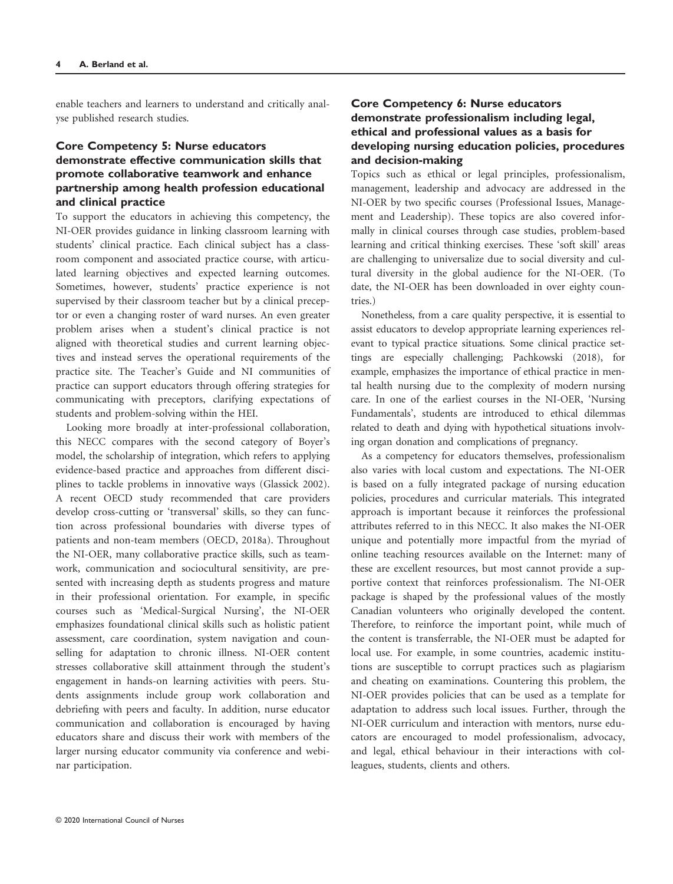enable teachers and learners to understand and critically analyse published research studies.

### Core Competency 5: Nurse educators demonstrate effective communication skills that promote collaborative teamwork and enhance partnership among health profession educational and clinical practice

To support the educators in achieving this competency, the NI-OER provides guidance in linking classroom learning with students' clinical practice. Each clinical subject has a classroom component and associated practice course, with articulated learning objectives and expected learning outcomes. Sometimes, however, students' practice experience is not supervised by their classroom teacher but by a clinical preceptor or even a changing roster of ward nurses. An even greater problem arises when a student's clinical practice is not aligned with theoretical studies and current learning objectives and instead serves the operational requirements of the practice site. The Teacher's Guide and NI communities of practice can support educators through offering strategies for communicating with preceptors, clarifying expectations of students and problem-solving within the HEI.

Looking more broadly at inter-professional collaboration, this NECC compares with the second category of Boyer's model, the scholarship of integration, which refers to applying evidence-based practice and approaches from different disciplines to tackle problems in innovative ways (Glassick 2002). A recent OECD study recommended that care providers develop cross-cutting or 'transversal' skills, so they can function across professional boundaries with diverse types of patients and non-team members (OECD, 2018a). Throughout the NI-OER, many collaborative practice skills, such as teamwork, communication and sociocultural sensitivity, are presented with increasing depth as students progress and mature in their professional orientation. For example, in specific courses such as 'Medical-Surgical Nursing', the NI-OER emphasizes foundational clinical skills such as holistic patient assessment, care coordination, system navigation and counselling for adaptation to chronic illness. NI-OER content stresses collaborative skill attainment through the student's engagement in hands-on learning activities with peers. Students assignments include group work collaboration and debriefing with peers and faculty. In addition, nurse educator communication and collaboration is encouraged by having educators share and discuss their work with members of the larger nursing educator community via conference and webinar participation.

### Core Competency 6: Nurse educators demonstrate professionalism including legal, ethical and professional values as a basis for developing nursing education policies, procedures and decision-making

Topics such as ethical or legal principles, professionalism, management, leadership and advocacy are addressed in the NI-OER by two specific courses (Professional Issues, Management and Leadership). These topics are also covered informally in clinical courses through case studies, problem-based learning and critical thinking exercises. These 'soft skill' areas are challenging to universalize due to social diversity and cultural diversity in the global audience for the NI-OER. (To date, the NI-OER has been downloaded in over eighty countries.)

Nonetheless, from a care quality perspective, it is essential to assist educators to develop appropriate learning experiences relevant to typical practice situations. Some clinical practice settings are especially challenging; Pachkowski (2018), for example, emphasizes the importance of ethical practice in mental health nursing due to the complexity of modern nursing care. In one of the earliest courses in the NI-OER, 'Nursing Fundamentals', students are introduced to ethical dilemmas related to death and dying with hypothetical situations involving organ donation and complications of pregnancy.

As a competency for educators themselves, professionalism also varies with local custom and expectations. The NI-OER is based on a fully integrated package of nursing education policies, procedures and curricular materials. This integrated approach is important because it reinforces the professional attributes referred to in this NECC. It also makes the NI-OER unique and potentially more impactful from the myriad of online teaching resources available on the Internet: many of these are excellent resources, but most cannot provide a supportive context that reinforces professionalism. The NI-OER package is shaped by the professional values of the mostly Canadian volunteers who originally developed the content. Therefore, to reinforce the important point, while much of the content is transferrable, the NI-OER must be adapted for local use. For example, in some countries, academic institutions are susceptible to corrupt practices such as plagiarism and cheating on examinations. Countering this problem, the NI-OER provides policies that can be used as a template for adaptation to address such local issues. Further, through the NI-OER curriculum and interaction with mentors, nurse educators are encouraged to model professionalism, advocacy, and legal, ethical behaviour in their interactions with colleagues, students, clients and others.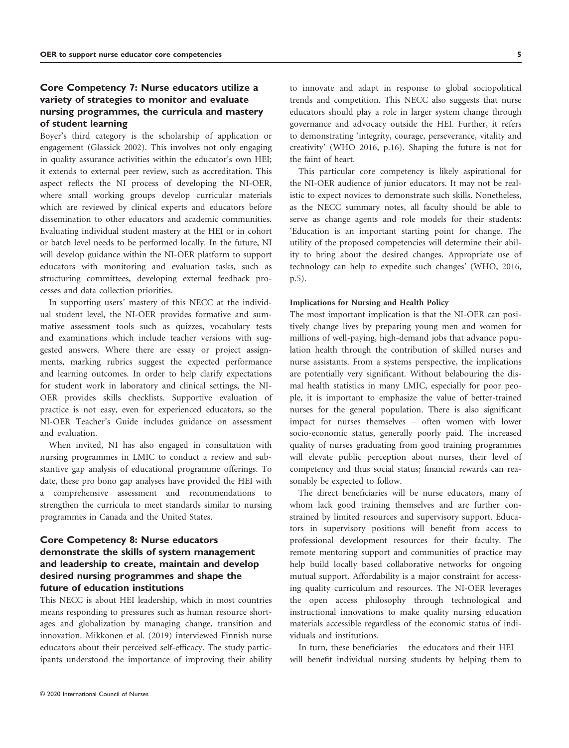## Core Competency 7: Nurse educators utilize a variety of strategies to monitor and evaluate nursing programmes, the curricula and mastery of student learning

Boyer's third category is the scholarship of application or engagement (Glassick 2002). This involves not only engaging in quality assurance activities within the educator's own HEI; it extends to external peer review, such as accreditation. This aspect reflects the NI process of developing the NI-OER, where small working groups develop curricular materials which are reviewed by clinical experts and educators before dissemination to other educators and academic communities. Evaluating individual student mastery at the HEI or in cohort or batch level needs to be performed locally. In the future, NI will develop guidance within the NI-OER platform to support educators with monitoring and evaluation tasks, such as structuring committees, developing external feedback processes and data collection priorities.

In supporting users' mastery of this NECC at the individual student level, the NI-OER provides formative and summative assessment tools such as quizzes, vocabulary tests and examinations which include teacher versions with suggested answers. Where there are essay or project assignments, marking rubrics suggest the expected performance and learning outcomes. In order to help clarify expectations for student work in laboratory and clinical settings, the NI-OER provides skills checklists. Supportive evaluation of practice is not easy, even for experienced educators, so the NI-OER Teacher's Guide includes guidance on assessment and evaluation.

When invited, NI has also engaged in consultation with nursing programmes in LMIC to conduct a review and substantive gap analysis of educational programme offerings. To date, these pro bono gap analyses have provided the HEI with a comprehensive assessment and recommendations to strengthen the curricula to meet standards similar to nursing programmes in Canada and the United States.

## Core Competency 8: Nurse educators demonstrate the skills of system management and leadership to create, maintain and develop desired nursing programmes and shape the future of education institutions

This NECC is about HEI leadership, which in most countries means responding to pressures such as human resource shortages and globalization by managing change, transition and innovation. Mikkonen et al. (2019) interviewed Finnish nurse educators about their perceived self-efficacy. The study participants understood the importance of improving their ability to innovate and adapt in response to global sociopolitical trends and competition. This NECC also suggests that nurse educators should play a role in larger system change through governance and advocacy outside the HEI. Further, it refers to demonstrating 'integrity, courage, perseverance, vitality and creativity' (WHO 2016, p.16). Shaping the future is not for the faint of heart.

This particular core competency is likely aspirational for the NI-OER audience of junior educators. It may not be realistic to expect novices to demonstrate such skills. Nonetheless, as the NECC summary notes, all faculty should be able to serve as change agents and role models for their students: 'Education is an important starting point for change. The utility of the proposed competencies will determine their ability to bring about the desired changes. Appropriate use of technology can help to expedite such changes' (WHO, 2016, p.5).

### Implications for Nursing and Health Policy

The most important implication is that the NI-OER can positively change lives by preparing young men and women for millions of well-paying, high-demand jobs that advance population health through the contribution of skilled nurses and nurse assistants. From a systems perspective, the implications are potentially very significant. Without belabouring the dismal health statistics in many LMIC, especially for poor people, it is important to emphasize the value of better-trained nurses for the general population. There is also significant impact for nurses themselves – often women with lower socio-economic status, generally poorly paid. The increased quality of nurses graduating from good training programmes will elevate public perception about nurses, their level of competency and thus social status; financial rewards can reasonably be expected to follow.

The direct beneficiaries will be nurse educators, many of whom lack good training themselves and are further constrained by limited resources and supervisory support. Educators in supervisory positions will benefit from access to professional development resources for their faculty. The remote mentoring support and communities of practice may help build locally based collaborative networks for ongoing mutual support. Affordability is a major constraint for accessing quality curriculum and resources. The NI-OER leverages the open access philosophy through technological and instructional innovations to make quality nursing education materials accessible regardless of the economic status of individuals and institutions.

In turn, these beneficiaries – the educators and their HEI – will benefit individual nursing students by helping them to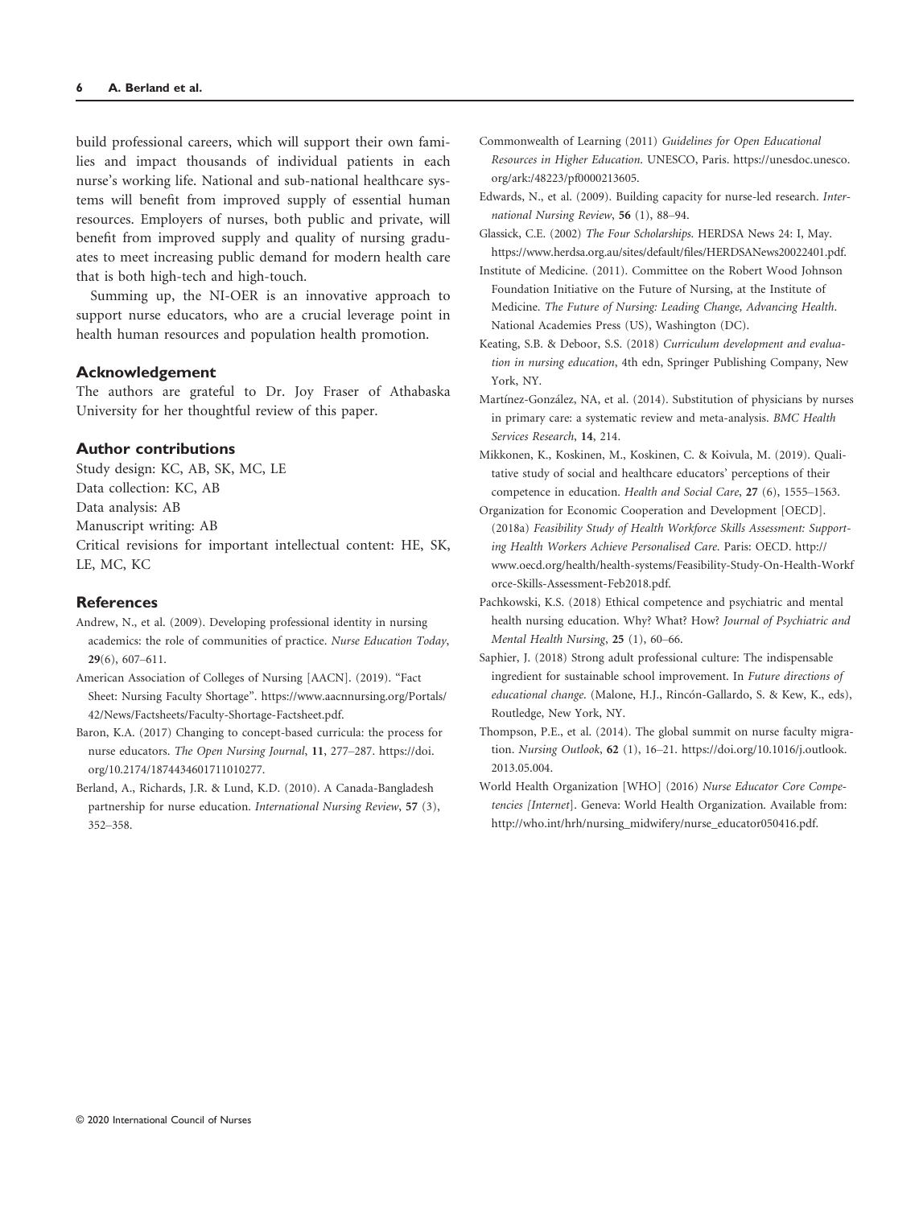build professional careers, which will support their own families and impact thousands of individual patients in each nurse's working life. National and sub-national healthcare systems will benefit from improved supply of essential human resources. Employers of nurses, both public and private, will benefit from improved supply and quality of nursing graduates to meet increasing public demand for modern health care that is both high-tech and high-touch.

Summing up, the NI-OER is an innovative approach to support nurse educators, who are a crucial leverage point in health human resources and population health promotion.

## Acknowledgement

The authors are grateful to Dr. Joy Fraser of Athabaska University for her thoughtful review of this paper.

## Author contributions

Study design: KC, AB, SK, MC, LE
Data collection: KC, AB
Data analysis: AB
Manuscript writing: AB
Critical revisions for important intellectual content: HE, SK, LE, MC, KC

## References

Andrew, N., et al. (2009). Developing professional identity in nursing academics: the role of communities of practice. *Nurse Education Today*, **29**(6), 607–611.

American Association of Colleges of Nursing [AACN]. (2019). "Fact Sheet: Nursing Faculty Shortage". https://www.aacnnursing.org/Portals/42/News/Factsheets/Faculty-Shortage-Factsheet.pdf.

Baron, K.A. (2017) Changing to concept-based curricula: the process for nurse educators. *The Open Nursing Journal*, **11**, 277–287. https://doi.org/10.2174/1874434601711010277.

Berland, A., Richards, J.R. & Lund, K.D. (2010). A Canada-Bangladesh partnership for nurse education. *International Nursing Review*, **57** (3), 352–358.

Commonwealth of Learning (2011) *Guidelines for Open Educational Resources in Higher Education*. UNESCO, Paris. https://unesdoc.unesco.org/ark:/48223/pf0000213605.

Edwards, N., et al. (2009). Building capacity for nurse-led research. *International Nursing Review*, **56** (1), 88–94.

Glassick, C.E. (2002) *The Four Scholarships*. HERDSA News 24: I, May. https://www.herdsa.org.au/sites/default/files/HERDSANews20022401.pdf.

Institute of Medicine. (2011). Committee on the Robert Wood Johnson Foundation Initiative on the Future of Nursing, at the Institute of Medicine. *The Future of Nursing: Leading Change, Advancing Health*. National Academies Press (US), Washington (DC).

Keating, S.B. & Deboor, S.S. (2018) *Curriculum development and evaluation in nursing education*, 4th edn, Springer Publishing Company, New York, NY.

Martínez-González, NA, et al. (2014). Substitution of physicians by nurses in primary care: a systematic review and meta-analysis. *BMC Health Services Research*, **14**, 214.

Mikkonen, K., Koskinen, M., Koskinen, C. & Koivula, M. (2019). Qualitative study of social and healthcare educators' perceptions of their competence in education. *Health and Social Care*, **27** (6), 1555–1563.

Organization for Economic Cooperation and Development [OECD]. (2018a) *Feasibility Study of Health Workforce Skills Assessment: Supporting Health Workers Achieve Personalised Care*. Paris: OECD. http://www.oecd.org/health/health-systems/Feasibility-Study-On-Health-Workforce-Skills-Assessment-Feb2018.pdf.

Pachkowski, K.S. (2018) Ethical competence and psychiatric and mental health nursing education. Why? What? How? *Journal of Psychiatric and Mental Health Nursing*, **25** (1), 60–66.

Saphier, J. (2018) Strong adult professional culture: The indispensable ingredient for sustainable school improvement. In *Future directions of educational change*. (Malone, H.J., Rincón-Gallardo, S. & Kew, K., eds), Routledge, New York, NY.

Thompson, P.E., et al. (2014). The global summit on nurse faculty migration. *Nursing Outlook*, **62** (1), 16–21. https://doi.org/10.1016/j.outlook.2013.05.004.

World Health Organization [WHO] (2016) *Nurse Educator Core Competencies [Internet]*. Geneva: World Health Organization. Available from: http://who.int/hrh/nursing_midwifery/nurse_educator050416.pdf.